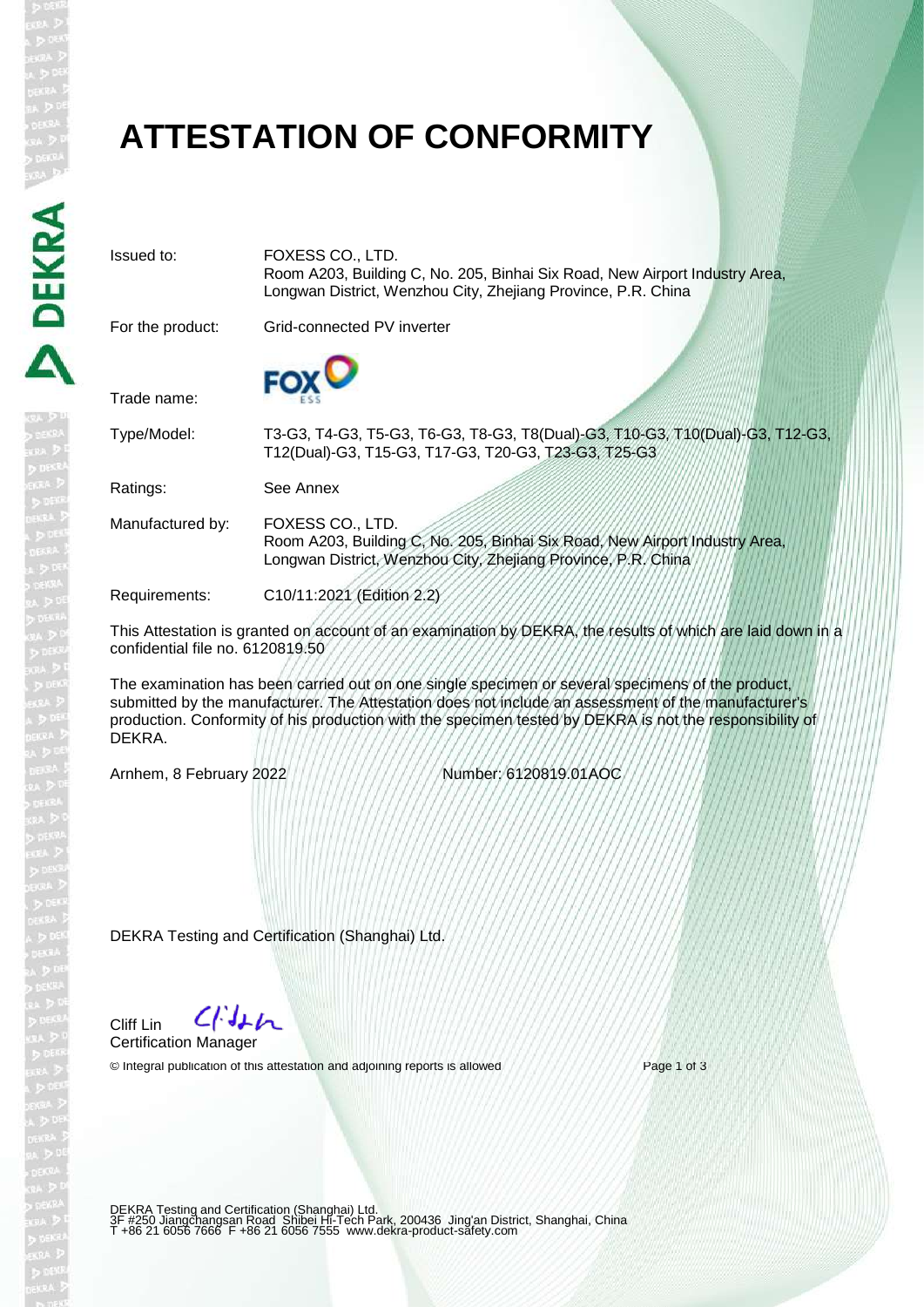# ATTESTATION OF CONFORMITY

| | |
|---|---|
| Issued to: | FOXESS CO., LTD.<br>Room A203, Building C, No. 205, Binhai Six Road, New Airport Industry Area, Longwan District, Wenzhou City, Zhejiang Province, P.R. China |
| For the product: | Grid-connected PV inverter |
| Trade name: | FOX ESS |
| Type/Model: | T3-G3, T4-G3, T5-G3, T6-G3, T8-G3, T8(Dual)-G3, T10-G3, T10(Dual)-G3, T12-G3, T12(Dual)-G3, T15-G3, T17-G3, T20-G3, T23-G3, T25-G3 |
| Ratings: | See Annex |
| Manufactured by: | FOXESS CO., LTD.<br>Room A203, Building C, No. 205, Binhai Six Road, New Airport Industry Area, Longwan District, Wenzhou City, Zhejiang Province, P.R. China |
| Requirements: | C10/11:2021 (Edition 2.2) |

This Attestation is granted on account of an examination by DEKRA, the results of which are laid down in a confidential file no. 6120819.50

The examination has been carried out on one single specimen or several specimens of the product, submitted by the manufacturer. The Attestation does not include an assessment of the manufacturer's production. Conformity of his production with the specimen tested by DEKRA is not the responsibility of DEKRA.

Arnhem, 8 February 2022

Number: 6120819.01AOC

DEKRA Testing and Certification (Shanghai) Ltd.

Cliff Lin
Certification Manager

© Integral publication of this attestation and adjoining reports is allowed

DEKRA Testing and Certification (Shanghai) Ltd.
3F #250 Jiangchangsan Road Shibei Hi-Tech Park, 200436 Jing'an District, Shanghai, China
T +86 21 6056 7666 F +86 21 6056 7555 www.dekra-product-safety.com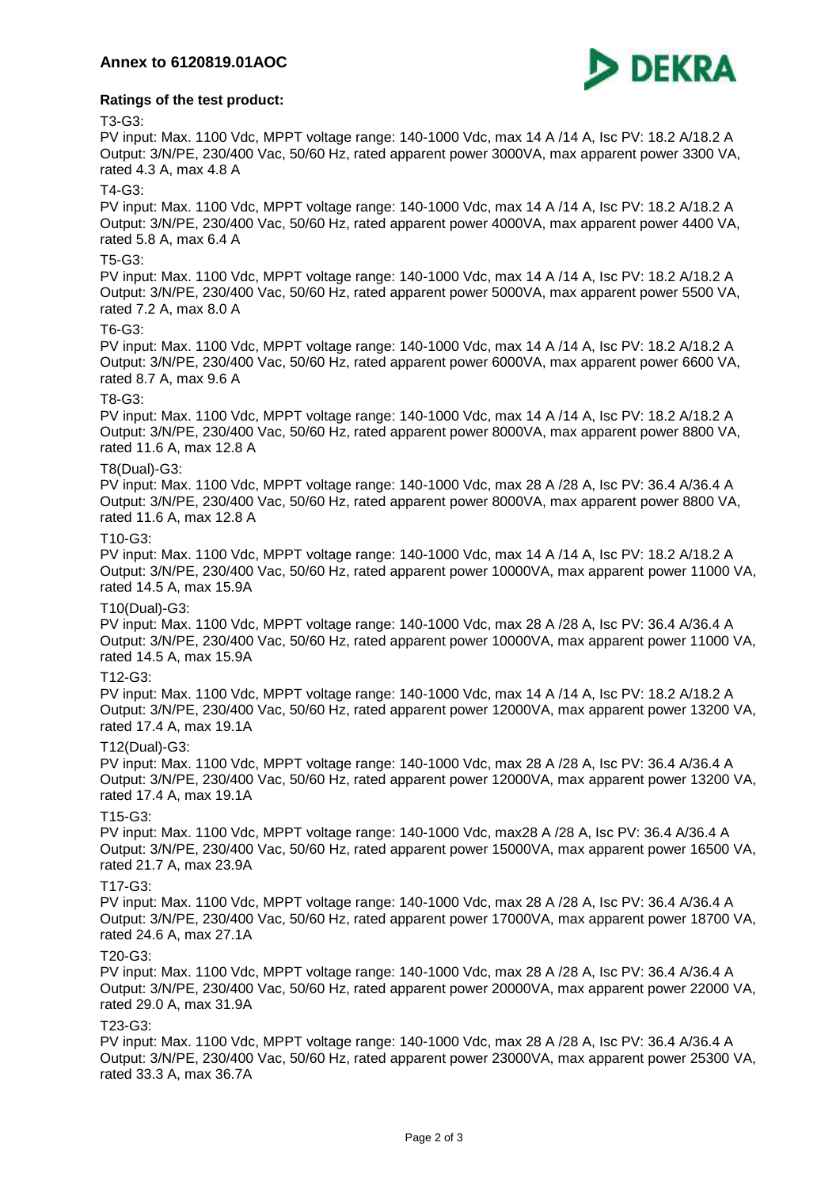**Ratings of the test product:**

T3-G3:
PV input: Max. 1100 Vdc, MPPT voltage range: 140-1000 Vdc, max 14 A /14 A, Isc PV: 18.2 A/18.2 A
Output: 3/N/PE, 230/400 Vac, 50/60 Hz, rated apparent power 3000VA, max apparent power 3300 VA, rated 4.3 A, max 4.8 A

T4-G3:
PV input: Max. 1100 Vdc, MPPT voltage range: 140-1000 Vdc, max 14 A /14 A, Isc PV: 18.2 A/18.2 A
Output: 3/N/PE, 230/400 Vac, 50/60 Hz, rated apparent power 4000VA, max apparent power 4400 VA, rated 5.8 A, max 6.4 A

T5-G3:
PV input: Max. 1100 Vdc, MPPT voltage range: 140-1000 Vdc, max 14 A /14 A, Isc PV: 18.2 A/18.2 A
Output: 3/N/PE, 230/400 Vac, 50/60 Hz, rated apparent power 5000VA, max apparent power 5500 VA, rated 7.2 A, max 8.0 A

T6-G3:
PV input: Max. 1100 Vdc, MPPT voltage range: 140-1000 Vdc, max 14 A /14 A, Isc PV: 18.2 A/18.2 A
Output: 3/N/PE, 230/400 Vac, 50/60 Hz, rated apparent power 6000VA, max apparent power 6600 VA, rated 8.7 A, max 9.6 A

T8-G3:
PV input: Max. 1100 Vdc, MPPT voltage range: 140-1000 Vdc, max 14 A /14 A, Isc PV: 18.2 A/18.2 A
Output: 3/N/PE, 230/400 Vac, 50/60 Hz, rated apparent power 8000VA, max apparent power 8800 VA, rated 11.6 A, max 12.8 A

T8(Dual)-G3:
PV input: Max. 1100 Vdc, MPPT voltage range: 140-1000 Vdc, max 28 A /28 A, Isc PV: 36.4 A/36.4 A
Output: 3/N/PE, 230/400 Vac, 50/60 Hz, rated apparent power 8000VA, max apparent power 8800 VA, rated 11.6 A, max 12.8 A

T10-G3:
PV input: Max. 1100 Vdc, MPPT voltage range: 140-1000 Vdc, max 14 A /14 A, Isc PV: 18.2 A/18.2 A
Output: 3/N/PE, 230/400 Vac, 50/60 Hz, rated apparent power 10000VA, max apparent power 11000 VA, rated 14.5 A, max 15.9A

T10(Dual)-G3:
PV input: Max. 1100 Vdc, MPPT voltage range: 140-1000 Vdc, max 28 A /28 A, Isc PV: 36.4 A/36.4 A
Output: 3/N/PE, 230/400 Vac, 50/60 Hz, rated apparent power 10000VA, max apparent power 11000 VA, rated 14.5 A, max 15.9A

T12-G3:
PV input: Max. 1100 Vdc, MPPT voltage range: 140-1000 Vdc, max 14 A /14 A, Isc PV: 18.2 A/18.2 A
Output: 3/N/PE, 230/400 Vac, 50/60 Hz, rated apparent power 12000VA, max apparent power 13200 VA, rated 17.4 A, max 19.1A

T12(Dual)-G3:
PV input: Max. 1100 Vdc, MPPT voltage range: 140-1000 Vdc, max 28 A /28 A, Isc PV: 36.4 A/36.4 A
Output: 3/N/PE, 230/400 Vac, 50/60 Hz, rated apparent power 12000VA, max apparent power 13200 VA, rated 17.4 A, max 19.1A

T15-G3:
PV input: Max. 1100 Vdc, MPPT voltage range: 140-1000 Vdc, max28 A /28 A, Isc PV: 36.4 A/36.4 A
Output: 3/N/PE, 230/400 Vac, 50/60 Hz, rated apparent power 15000VA, max apparent power 16500 VA, rated 21.7 A, max 23.9A

T17-G3:
PV input: Max. 1100 Vdc, MPPT voltage range: 140-1000 Vdc, max 28 A /28 A, Isc PV: 36.4 A/36.4 A
Output: 3/N/PE, 230/400 Vac, 50/60 Hz, rated apparent power 17000VA, max apparent power 18700 VA, rated 24.6 A, max 27.1A

T20-G3:
PV input: Max. 1100 Vdc, MPPT voltage range: 140-1000 Vdc, max 28 A /28 A, Isc PV: 36.4 A/36.4 A
Output: 3/N/PE, 230/400 Vac, 50/60 Hz, rated apparent power 20000VA, max apparent power 22000 VA, rated 29.0 A, max 31.9A

T23-G3:
PV input: Max. 1100 Vdc, MPPT voltage range: 140-1000 Vdc, max 28 A /28 A, Isc PV: 36.4 A/36.4 A
Output: 3/N/PE, 230/400 Vac, 50/60 Hz, rated apparent power 23000VA, max apparent power 25300 VA, rated 33.3 A, max 36.7A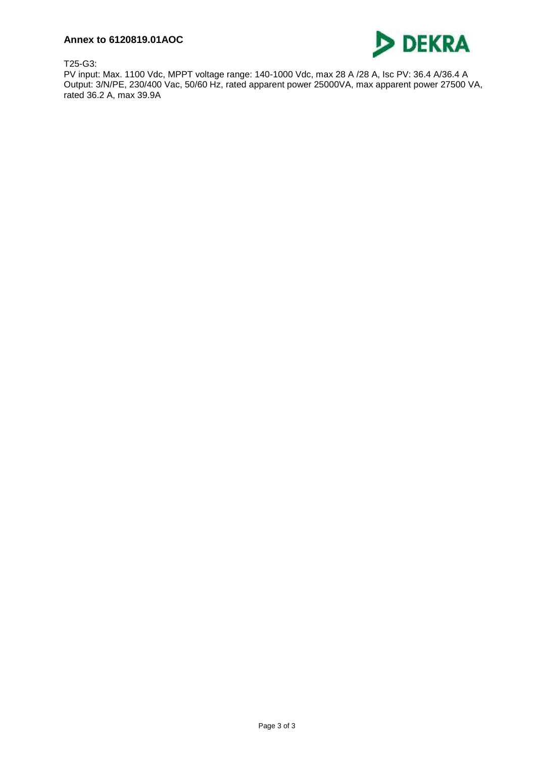T25-G3:

PV input: Max. 1100 Vdc, MPPT voltage range: 140-1000 Vdc, max 28 A /28 A, Isc PV: 36.4 A/36.4 A
Output: 3/N/PE, 230/400 Vac, 50/60 Hz, rated apparent power 25000VA, max apparent power 27500 VA, rated 36.2 A, max 39.9A